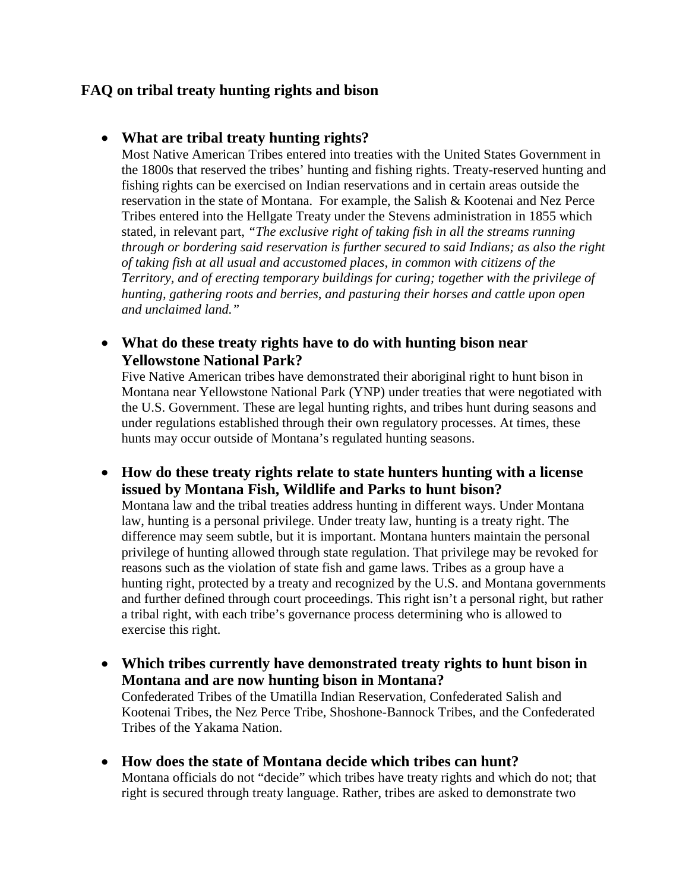## FAQ on tribal treaty hunting rights and bison

- **What are tribal treaty hunting rights?**
  Most Native American Tribes entered into treaties with the United States Government in the 1800s that reserved the tribes' hunting and fishing rights. Treaty-reserved hunting and fishing rights can be exercised on Indian reservations and in certain areas outside the reservation in the state of Montana. For example, the Salish & Kootenai and Nez Perce Tribes entered into the Hellgate Treaty under the Stevens administration in 1855 which stated, in relevant part, *"The exclusive right of taking fish in all the streams running through or bordering said reservation is further secured to said Indians; as also the right of taking fish at all usual and accustomed places, in common with citizens of the Territory, and of erecting temporary buildings for curing; together with the privilege of hunting, gathering roots and berries, and pasturing their horses and cattle upon open and unclaimed land."*

- **What do these treaty rights have to do with hunting bison near Yellowstone National Park?**
  Five Native American tribes have demonstrated their aboriginal right to hunt bison in Montana near Yellowstone National Park (YNP) under treaties that were negotiated with the U.S. Government. These are legal hunting rights, and tribes hunt during seasons and under regulations established through their own regulatory processes. At times, these hunts may occur outside of Montana's regulated hunting seasons.

- **How do these treaty rights relate to state hunters hunting with a license issued by Montana Fish, Wildlife and Parks to hunt bison?**
  Montana law and the tribal treaties address hunting in different ways. Under Montana law, hunting is a personal privilege. Under treaty law, hunting is a treaty right. The difference may seem subtle, but it is important. Montana hunters maintain the personal privilege of hunting allowed through state regulation. That privilege may be revoked for reasons such as the violation of state fish and game laws. Tribes as a group have a hunting right, protected by a treaty and recognized by the U.S. and Montana governments and further defined through court proceedings. This right isn't a personal right, but rather a tribal right, with each tribe's governance process determining who is allowed to exercise this right.

- **Which tribes currently have demonstrated treaty rights to hunt bison in Montana and are now hunting bison in Montana?**
  Confederated Tribes of the Umatilla Indian Reservation, Confederated Salish and Kootenai Tribes, the Nez Perce Tribe, Shoshone-Bannock Tribes, and the Confederated Tribes of the Yakama Nation.

- **How does the state of Montana decide which tribes can hunt?**
  Montana officials do not "decide" which tribes have treaty rights and which do not; that right is secured through treaty language. Rather, tribes are asked to demonstrate two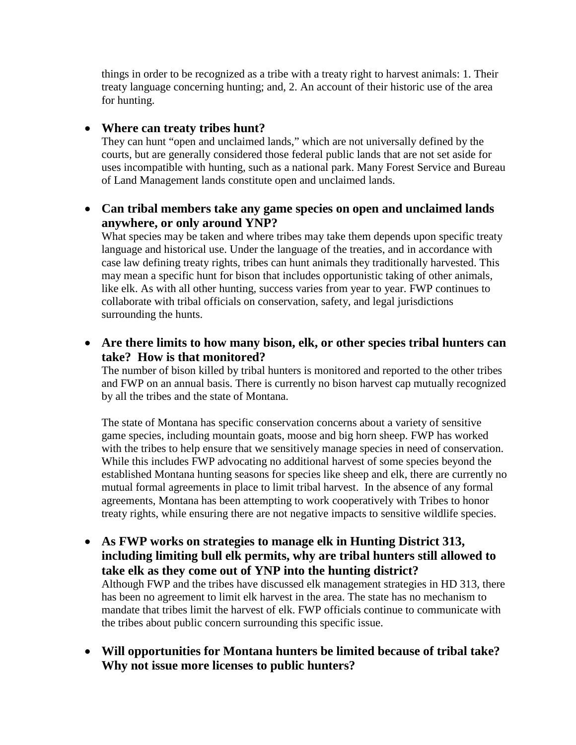things in order to be recognized as a tribe with a treaty right to harvest animals: 1. Their treaty language concerning hunting; and, 2. An account of their historic use of the area for hunting.

- **Where can treaty tribes hunt?**

  They can hunt "open and unclaimed lands," which are not universally defined by the courts, but are generally considered those federal public lands that are not set aside for uses incompatible with hunting, such as a national park. Many Forest Service and Bureau of Land Management lands constitute open and unclaimed lands.

- **Can tribal members take any game species on open and unclaimed lands anywhere, or only around YNP?**

  What species may be taken and where tribes may take them depends upon specific treaty language and historical use. Under the language of the treaties, and in accordance with case law defining treaty rights, tribes can hunt animals they traditionally harvested. This may mean a specific hunt for bison that includes opportunistic taking of other animals, like elk. As with all other hunting, success varies from year to year. FWP continues to collaborate with tribal officials on conservation, safety, and legal jurisdictions surrounding the hunts.

- **Are there limits to how many bison, elk, or other species tribal hunters can take? How is that monitored?**

  The number of bison killed by tribal hunters is monitored and reported to the other tribes and FWP on an annual basis. There is currently no bison harvest cap mutually recognized by all the tribes and the state of Montana.

  The state of Montana has specific conservation concerns about a variety of sensitive game species, including mountain goats, moose and big horn sheep. FWP has worked with the tribes to help ensure that we sensitively manage species in need of conservation. While this includes FWP advocating no additional harvest of some species beyond the established Montana hunting seasons for species like sheep and elk, there are currently no mutual formal agreements in place to limit tribal harvest. In the absence of any formal agreements, Montana has been attempting to work cooperatively with Tribes to honor treaty rights, while ensuring there are not negative impacts to sensitive wildlife species.

- **As FWP works on strategies to manage elk in Hunting District 313, including limiting bull elk permits, why are tribal hunters still allowed to take elk as they come out of YNP into the hunting district?**

  Although FWP and the tribes have discussed elk management strategies in HD 313, there has been no agreement to limit elk harvest in the area. The state has no mechanism to mandate that tribes limit the harvest of elk. FWP officials continue to communicate with the tribes about public concern surrounding this specific issue.

- **Will opportunities for Montana hunters be limited because of tribal take? Why not issue more licenses to public hunters?**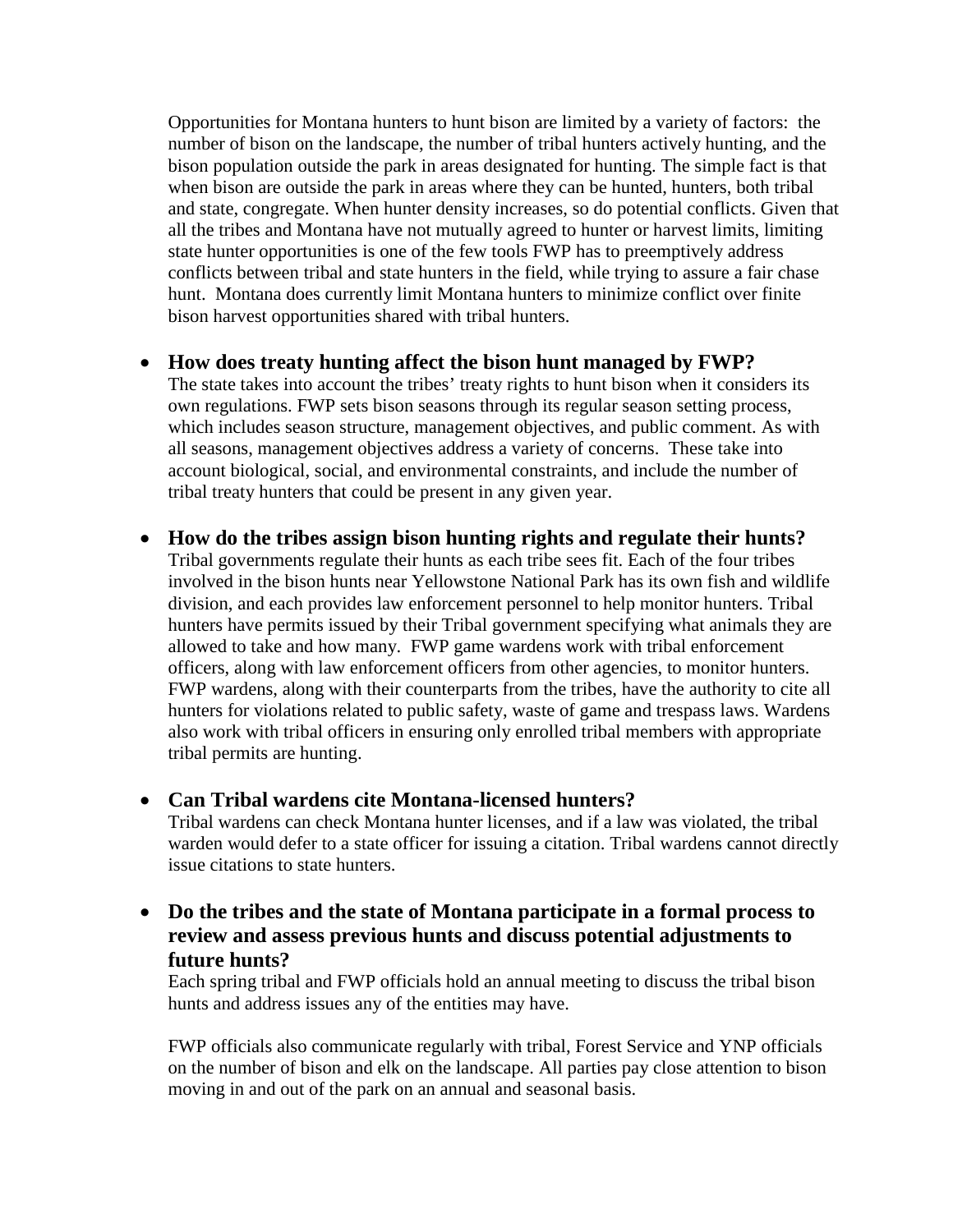Opportunities for Montana hunters to hunt bison are limited by a variety of factors: the number of bison on the landscape, the number of tribal hunters actively hunting, and the bison population outside the park in areas designated for hunting. The simple fact is that when bison are outside the park in areas where they can be hunted, hunters, both tribal and state, congregate. When hunter density increases, so do potential conflicts. Given that all the tribes and Montana have not mutually agreed to hunter or harvest limits, limiting state hunter opportunities is one of the few tools FWP has to preemptively address conflicts between tribal and state hunters in the field, while trying to assure a fair chase hunt. Montana does currently limit Montana hunters to minimize conflict over finite bison harvest opportunities shared with tribal hunters.

- **How does treaty hunting affect the bison hunt managed by FWP?**
  The state takes into account the tribes' treaty rights to hunt bison when it considers its own regulations. FWP sets bison seasons through its regular season setting process, which includes season structure, management objectives, and public comment. As with all seasons, management objectives address a variety of concerns. These take into account biological, social, and environmental constraints, and include the number of tribal treaty hunters that could be present in any given year.

- **How do the tribes assign bison hunting rights and regulate their hunts?**
  Tribal governments regulate their hunts as each tribe sees fit. Each of the four tribes involved in the bison hunts near Yellowstone National Park has its own fish and wildlife division, and each provides law enforcement personnel to help monitor hunters. Tribal hunters have permits issued by their Tribal government specifying what animals they are allowed to take and how many. FWP game wardens work with tribal enforcement officers, along with law enforcement officers from other agencies, to monitor hunters. FWP wardens, along with their counterparts from the tribes, have the authority to cite all hunters for violations related to public safety, waste of game and trespass laws. Wardens also work with tribal officers in ensuring only enrolled tribal members with appropriate tribal permits are hunting.

- **Can Tribal wardens cite Montana-licensed hunters?**
  Tribal wardens can check Montana hunter licenses, and if a law was violated, the tribal warden would defer to a state officer for issuing a citation. Tribal wardens cannot directly issue citations to state hunters.

- **Do the tribes and the state of Montana participate in a formal process to review and assess previous hunts and discuss potential adjustments to future hunts?**
  Each spring tribal and FWP officials hold an annual meeting to discuss the tribal bison hunts and address issues any of the entities may have.

  FWP officials also communicate regularly with tribal, Forest Service and YNP officials on the number of bison and elk on the landscape. All parties pay close attention to bison moving in and out of the park on an annual and seasonal basis.